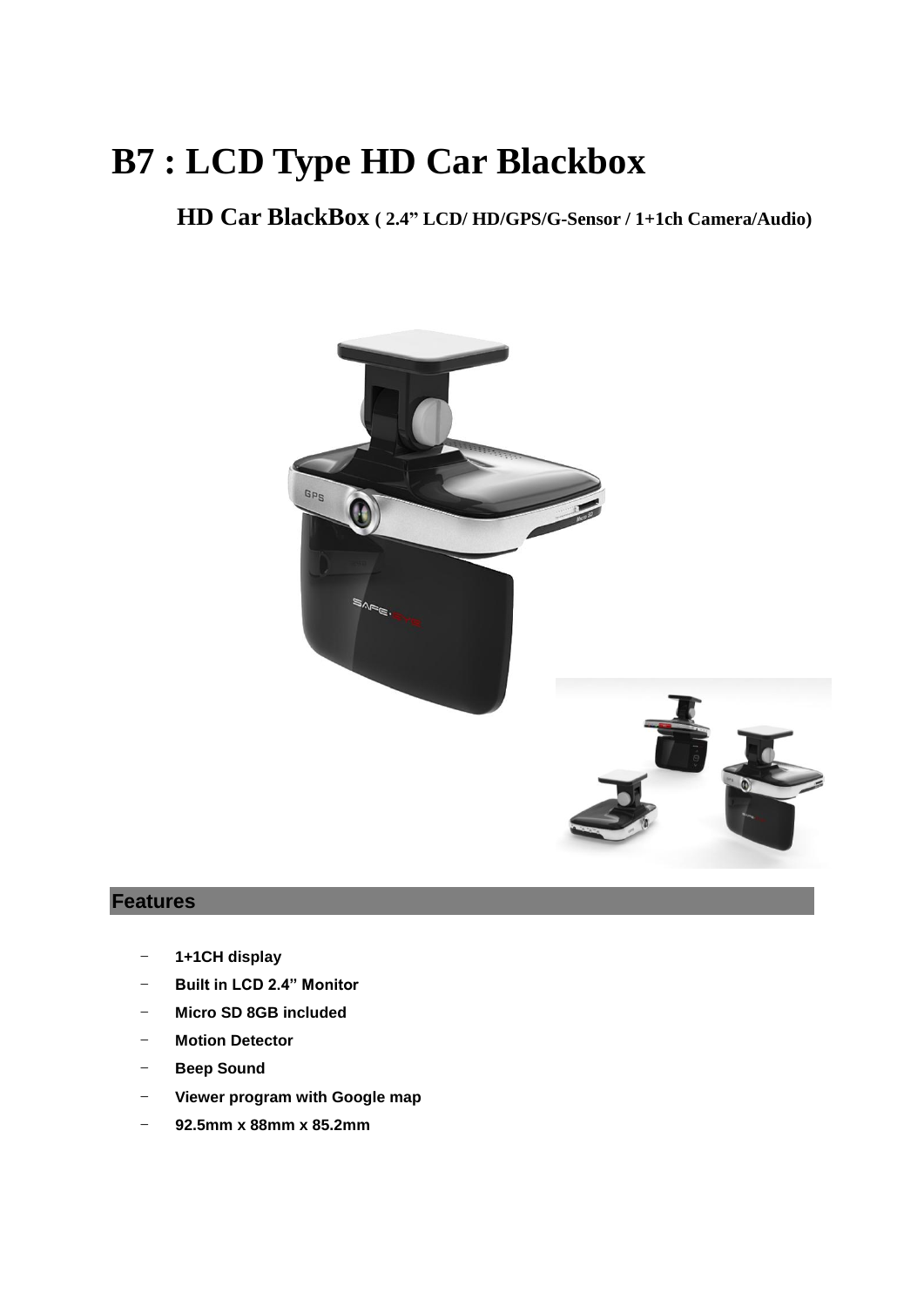# B7 : LCD Type HD Car Blackbox

## HD Car BlackBox ( 2.4" LCD/ HD/GPS/G-Sensor / 1+1ch Camera/Audio)

## Features

- **1+1CH display**
- **Built in LCD 2.4" Monitor**
- **Micro SD 8GB included**
- **Motion Detector**
- **Beep Sound**
- **Viewer program with Google map**
- **92.5mm x 88mm x 85.2mm**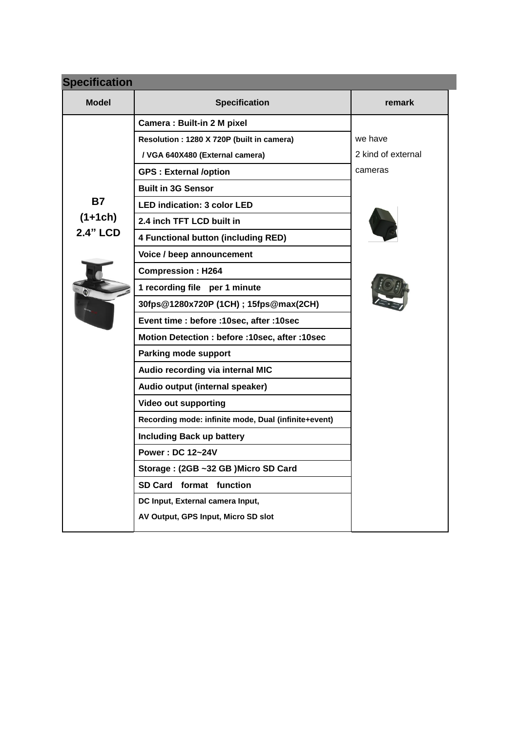## Specification

| Model | Specification | remark |
|---|---|---|
| B7<br>(1+1ch)<br>2.4" LCD | Camera : Built-in 2 M pixel | we have<br>2 kind of external<br>cameras |
| | Resolution : 1280 X 720P (built in camera)<br>/ VGA 640X480 (External camera) | |
| | GPS : External /option | |
| | Built in 3G Sensor | |
| | LED indication: 3 color LED | |
| | 2.4 inch TFT LCD built in | |
| | 4 Functional button (including RED) | |
| | Voice / beep announcement | |
| | Compression : H264 | |
| | 1 recording file per 1 minute | |
| | 30fps@1280x720P (1CH) ; 15fps@max(2CH) | |
| | Event time : before :10sec, after :10sec | |
| | Motion Detection : before :10sec, after :10sec | |
| | Parking mode support | |
| | Audio recording via internal MIC | |
| | Audio output (internal speaker) | |
| | Video out supporting | |
| | Recording mode: infinite mode, Dual (infinite+event) | |
| | Including Back up battery | |
| | Power : DC 12~24V | |
| | Storage : (2GB ~32 GB )Micro SD Card | |
| | SD Card format function | |
| | DC Input, External camera Input,<br>AV Output, GPS Input, Micro SD slot | |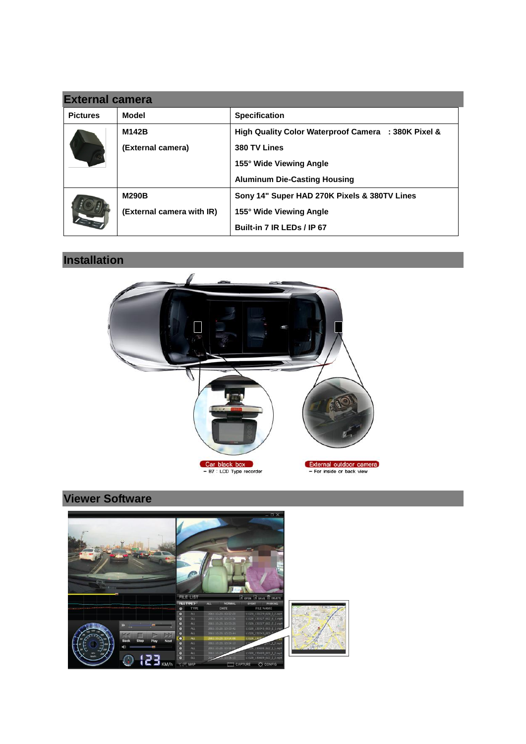## External camera

| Pictures | Model | Specification |
|---|---|---|
| | **M142B**<br>**(External camera)** | **High Quality Color Waterproof Camera : 380K Pixel & 380 TV Lines**<br>**155° Wide Viewing Angle**<br>**Aluminum Die-Casting Housing** |
| | **M290B**<br>**(External camera with IR)** | **Sony 14" Super HAD 270K Pixels & 380TV Lines**<br>**155° Wide Viewing Angle**<br>**Built-in 7 IR LEDs / IP 67** |

## Installation

Car black box
– B7 : LCD Type recorder

External outdoor camera
– For inside or back view

## Viewer Software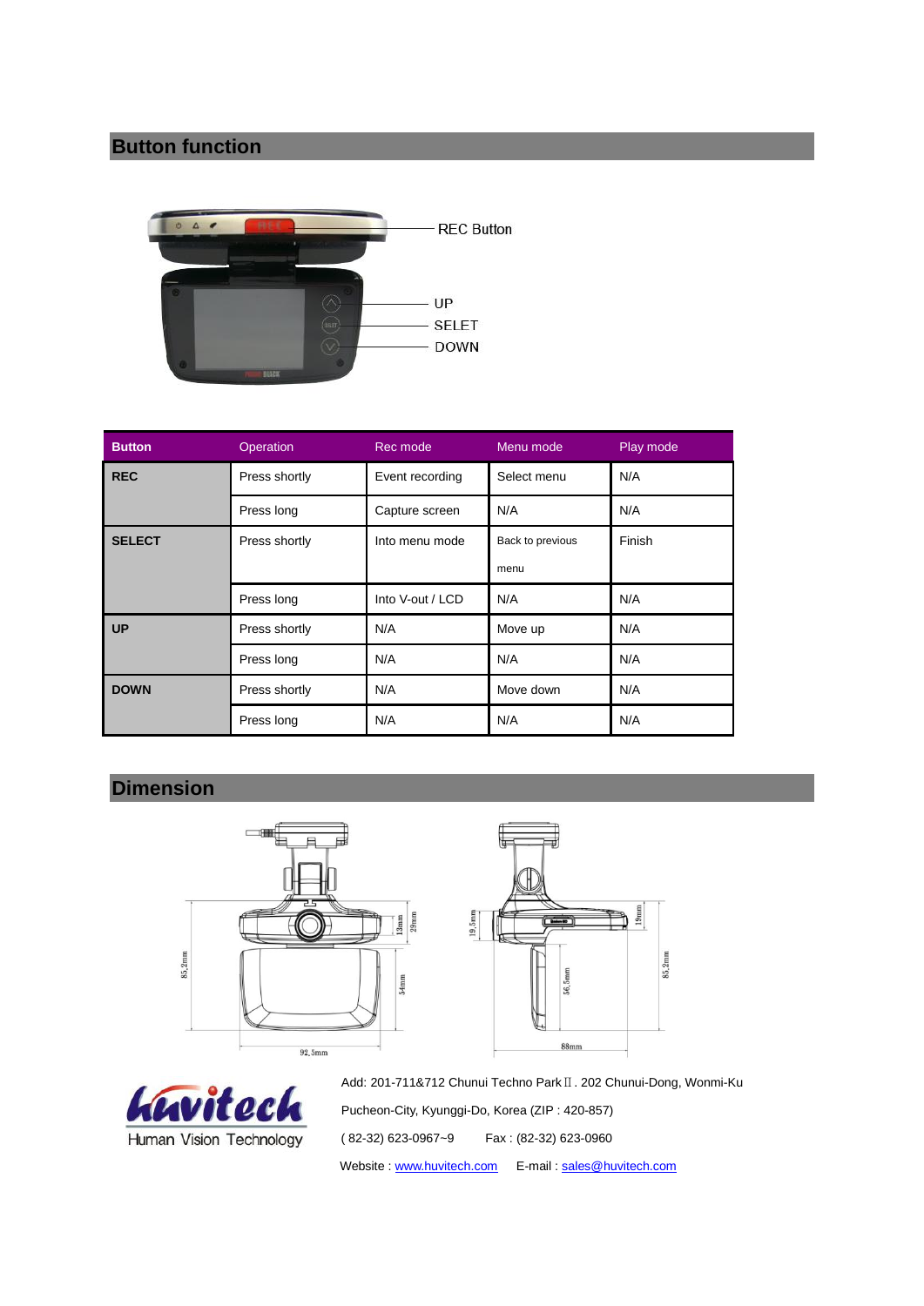## Button function

REC Button

UP

SELET

DOWN

| Button | Operation | Rec mode | Menu mode | Play mode |
|---|---|---|---|---|
| **REC** | Press shortly | Event recording | Select menu | N/A |
| | Press long | Capture screen | N/A | N/A |
| **SELECT** | Press shortly | Into menu mode | Back to previous menu | Finish |
| | Press long | Into V-out / LCD | N/A | N/A |
| **UP** | Press shortly | N/A | Move up | N/A |
| | Press long | N/A | N/A | N/A |
| **DOWN** | Press shortly | N/A | Move down | N/A |
| | Press long | N/A | N/A | N/A |

## Dimension

85,2mm

13mm

29mm

34mm

92,5mm

19,5mm

19mm

56,5mm

85,2mm

88mm

huvitech

Human Vision Technology

Add: 201-711&712 Chunui Techno Park Ⅱ. 202 Chunui-Dong, Wonmi-Ku

Pucheon-City, Kyunggi-Do, Korea (ZIP : 420-857)

( 82-32) 623-0967~9 Fax : (82-32) 623-0960

Website : www.huvitech.com E-mail : sales@huvitech.com